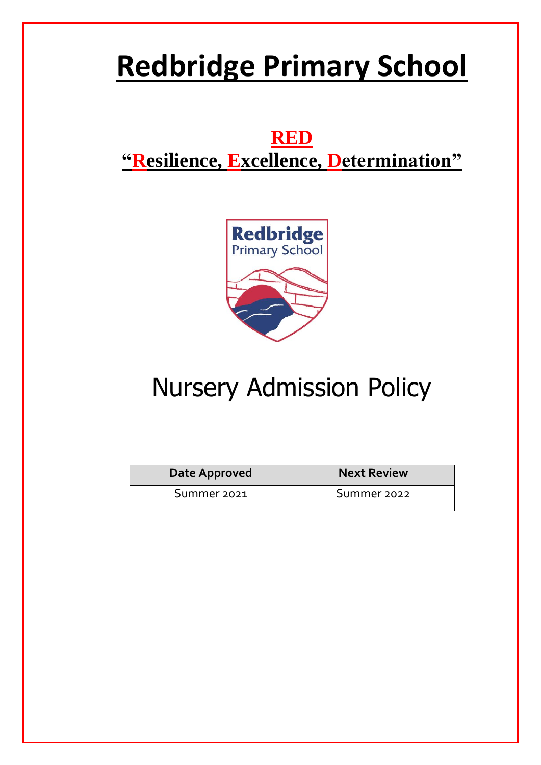# Redbridge Primary School

## RED

## "Resilience, Excellence, Determination"

# Nursery Admission Policy

| Date Approved | Next Review |
| --- | --- |
| Summer 2021 | Summer 2022 |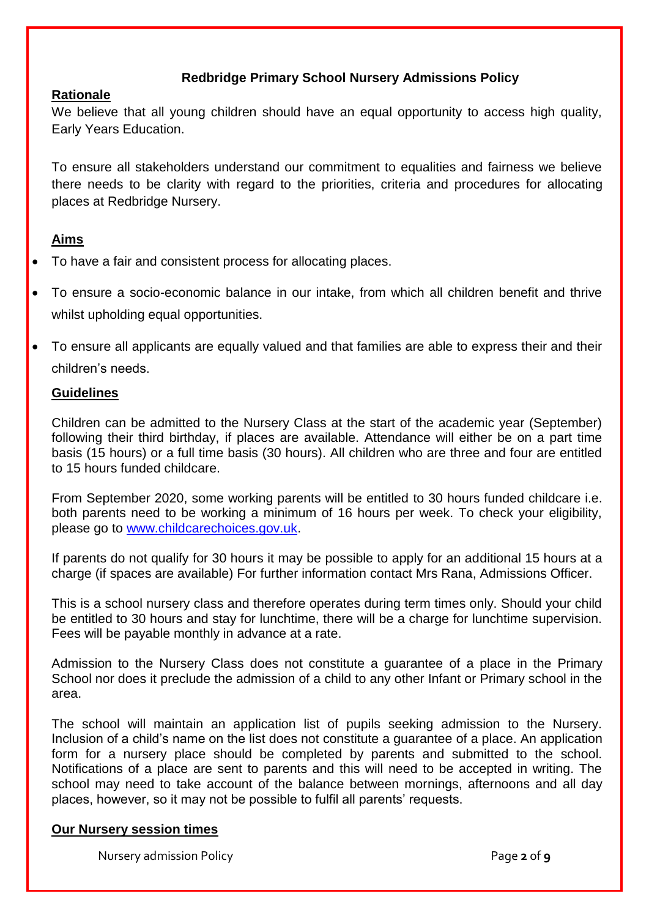**Redbridge Primary School Nursery Admissions Policy**

## Rationale

We believe that all young children should have an equal opportunity to access high quality, Early Years Education.

To ensure all stakeholders understand our commitment to equalities and fairness we believe there needs to be clarity with regard to the priorities, criteria and procedures for allocating places at Redbridge Nursery.

## Aims

- To have a fair and consistent process for allocating places.
- To ensure a socio-economic balance in our intake, from which all children benefit and thrive whilst upholding equal opportunities.
- To ensure all applicants are equally valued and that families are able to express their and their children's needs.

## Guidelines

Children can be admitted to the Nursery Class at the start of the academic year (September) following their third birthday, if places are available. Attendance will either be on a part time basis (15 hours) or a full time basis (30 hours). All children who are three and four are entitled to 15 hours funded childcare.

From September 2020, some working parents will be entitled to 30 hours funded childcare i.e. both parents need to be working a minimum of 16 hours per week. To check your eligibility, please go to [www.childcarechoices.gov.uk](http://www.childcarechoices.gov.uk).

If parents do not qualify for 30 hours it may be possible to apply for an additional 15 hours at a charge (if spaces are available) For further information contact Mrs Rana, Admissions Officer.

This is a school nursery class and therefore operates during term times only. Should your child be entitled to 30 hours and stay for lunchtime, there will be a charge for lunchtime supervision. Fees will be payable monthly in advance at a rate.

Admission to the Nursery Class does not constitute a guarantee of a place in the Primary School nor does it preclude the admission of a child to any other Infant or Primary school in the area.

The school will maintain an application list of pupils seeking admission to the Nursery. Inclusion of a child's name on the list does not constitute a guarantee of a place. An application form for a nursery place should be completed by parents and submitted to the school. Notifications of a place are sent to parents and this will need to be accepted in writing. The school may need to take account of the balance between mornings, afternoons and all day places, however, so it may not be possible to fulfil all parents' requests.

## Our Nursery session times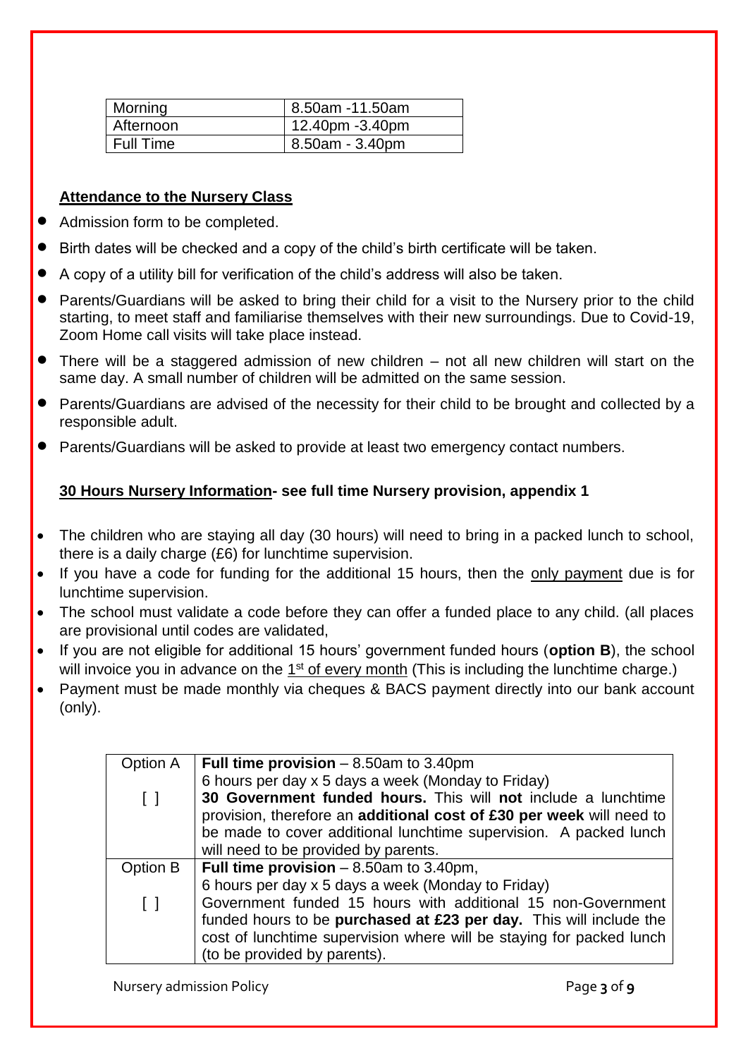| Morning | 8.50am -11.50am |
|---|---|
| Afternoon | 12.40pm -3.40pm |
| Full Time | 8.50am - 3.40pm |

### Attendance to the Nursery Class

- Admission form to be completed.
- Birth dates will be checked and a copy of the child's birth certificate will be taken.
- A copy of a utility bill for verification of the child's address will also be taken.
- Parents/Guardians will be asked to bring their child for a visit to the Nursery prior to the child starting, to meet staff and familiarise themselves with their new surroundings. Due to Covid-19, Zoom Home call visits will take place instead.
- There will be a staggered admission of new children – not all new children will start on the same day. A small number of children will be admitted on the same session.
- Parents/Guardians are advised of the necessity for their child to be brought and collected by a responsible adult.
- Parents/Guardians will be asked to provide at least two emergency contact numbers.

### 30 Hours Nursery Information- see full time Nursery provision, appendix 1

- The children who are staying all day (30 hours) will need to bring in a packed lunch to school, there is a daily charge (£6) for lunchtime supervision.
- If you have a code for funding for the additional 15 hours, then the only payment due is for lunchtime supervision.
- The school must validate a code before they can offer a funded place to any child. (all places are provisional until codes are validated,
- If you are not eligible for additional 15 hours' government funded hours (**option B**), the school will invoice you in advance on the 1st of every month (This is including the lunchtime charge.)
- Payment must be made monthly via cheques & BACS payment directly into our bank account (only).

| Option | Details |
|---|---|
| Option A [ ] | **Full time provision** – 8.50am to 3.40pm<br>6 hours per day x 5 days a week (Monday to Friday)<br>**30 Government funded hours.** This will **not** include a lunchtime provision, therefore an **additional cost of £30 per week** will need to be made to cover additional lunchtime supervision. A packed lunch will need to be provided by parents. |
| Option B [ ] | **Full time provision** – 8.50am to 3.40pm,<br>6 hours per day x 5 days a week (Monday to Friday)<br>Government funded 15 hours with additional 15 non-Government funded hours to be **purchased at £23 per day.** This will include the cost of lunchtime supervision where will be staying for packed lunch (to be provided by parents). |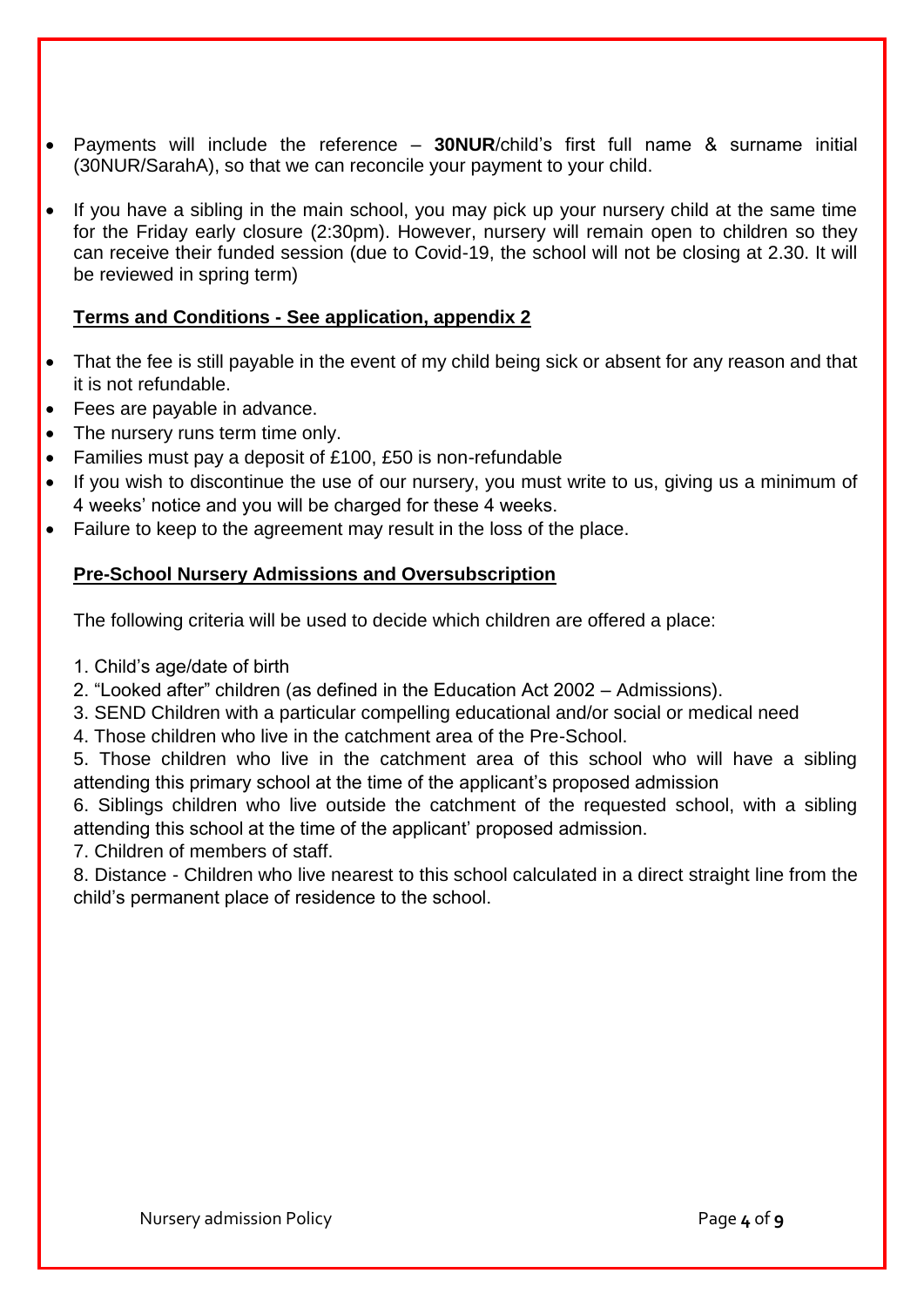- Payments will include the reference – **30NUR**/child's first full name & surname initial (30NUR/SarahA), so that we can reconcile your payment to your child.

- If you have a sibling in the main school, you may pick up your nursery child at the same time for the Friday early closure (2:30pm). However, nursery will remain open to children so they can receive their funded session (due to Covid-19, the school will not be closing at 2.30. It will be reviewed in spring term)

**Terms and Conditions - See application, appendix 2**

- That the fee is still payable in the event of my child being sick or absent for any reason and that it is not refundable.
- Fees are payable in advance.
- The nursery runs term time only.
- Families must pay a deposit of £100, £50 is non-refundable
- If you wish to discontinue the use of our nursery, you must write to us, giving us a minimum of 4 weeks' notice and you will be charged for these 4 weeks.
- Failure to keep to the agreement may result in the loss of the place.

**Pre-School Nursery Admissions and Oversubscription**

The following criteria will be used to decide which children are offered a place:

1. Child's age/date of birth
2. "Looked after" children (as defined in the Education Act 2002 – Admissions).
3. SEND Children with a particular compelling educational and/or social or medical need
4. Those children who live in the catchment area of the Pre-School.
5. Those children who live in the catchment area of this school who will have a sibling attending this primary school at the time of the applicant's proposed admission
6. Siblings children who live outside the catchment of the requested school, with a sibling attending this school at the time of the applicant' proposed admission.
7. Children of members of staff.
8. Distance - Children who live nearest to this school calculated in a direct straight line from the child's permanent place of residence to the school.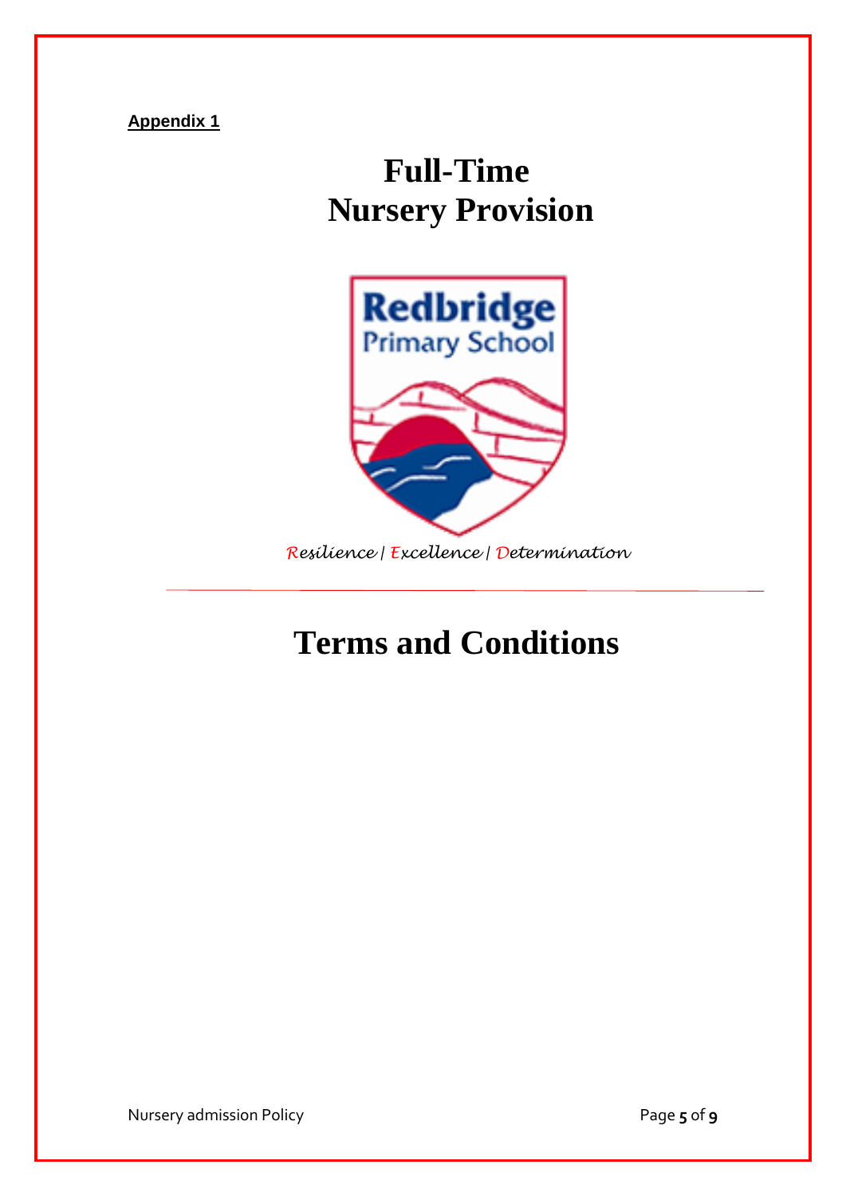**Appendix 1**

# Full-Time Nursery Provision

Redbridge Primary School

*Resilience | Excellence | Determination*

# Terms and Conditions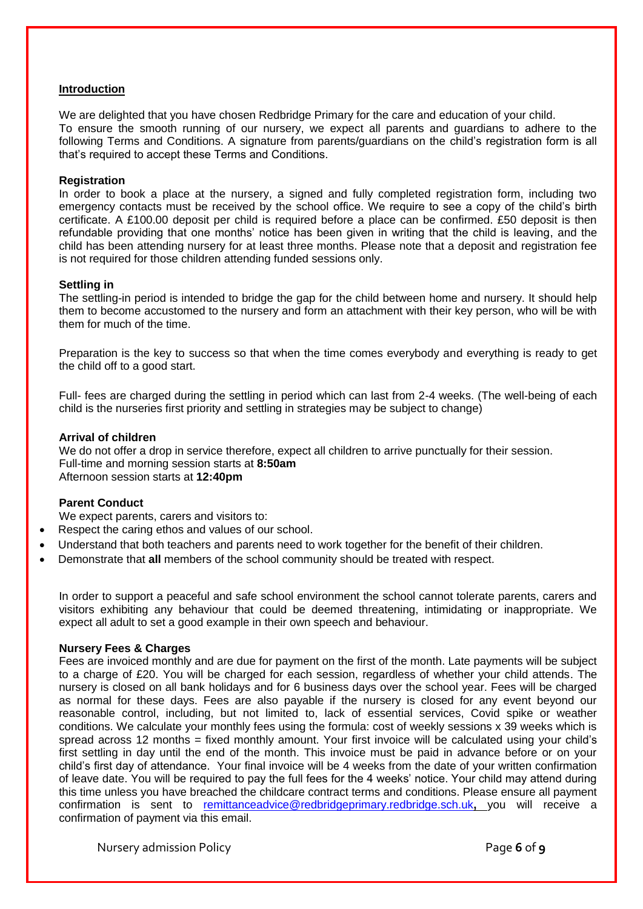## Introduction

We are delighted that you have chosen Redbridge Primary for the care and education of your child.
To ensure the smooth running of our nursery, we expect all parents and guardians to adhere to the following Terms and Conditions. A signature from parents/guardians on the child's registration form is all that's required to accept these Terms and Conditions.

### Registration

In order to book a place at the nursery, a signed and fully completed registration form, including two emergency contacts must be received by the school office. We require to see a copy of the child's birth certificate. A £100.00 deposit per child is required before a place can be confirmed. £50 deposit is then refundable providing that one months' notice has been given in writing that the child is leaving, and the child has been attending nursery for at least three months. Please note that a deposit and registration fee is not required for those children attending funded sessions only.

### Settling in

The settling-in period is intended to bridge the gap for the child between home and nursery. It should help them to become accustomed to the nursery and form an attachment with their key person, who will be with them for much of the time.

Preparation is the key to success so that when the time comes everybody and everything is ready to get the child off to a good start.

Full- fees are charged during the settling in period which can last from 2-4 weeks. (The well-being of each child is the nurseries first priority and settling in strategies may be subject to change)

### Arrival of children

We do not offer a drop in service therefore, expect all children to arrive punctually for their session.
Full-time and morning session starts at **8:50am**
Afternoon session starts at **12:40pm**

### Parent Conduct

We expect parents, carers and visitors to:

- Respect the caring ethos and values of our school.
- Understand that both teachers and parents need to work together for the benefit of their children.
- Demonstrate that **all** members of the school community should be treated with respect.

In order to support a peaceful and safe school environment the school cannot tolerate parents, carers and visitors exhibiting any behaviour that could be deemed threatening, intimidating or inappropriate. We expect all adult to set a good example in their own speech and behaviour.

### Nursery Fees & Charges

Fees are invoiced monthly and are due for payment on the first of the month. Late payments will be subject to a charge of £20. You will be charged for each session, regardless of whether your child attends. The nursery is closed on all bank holidays and for 6 business days over the school year. Fees will be charged as normal for these days. Fees are also payable if the nursery is closed for any event beyond our reasonable control, including, but not limited to, lack of essential services, Covid spike or weather conditions. We calculate your monthly fees using the formula: cost of weekly sessions x 39 weeks which is spread across 12 months = fixed monthly amount. Your first invoice will be calculated using your child's first settling in day until the end of the month. This invoice must be paid in advance before or on your child's first day of attendance. Your final invoice will be 4 weeks from the date of your written confirmation of leave date. You will be required to pay the full fees for the 4 weeks' notice. Your child may attend during this time unless you have breached the childcare contract terms and conditions. Please ensure all payment confirmation is sent to remittanceadvice@redbridgeprimary.redbridge.sch.uk, you will receive a confirmation of payment via this email.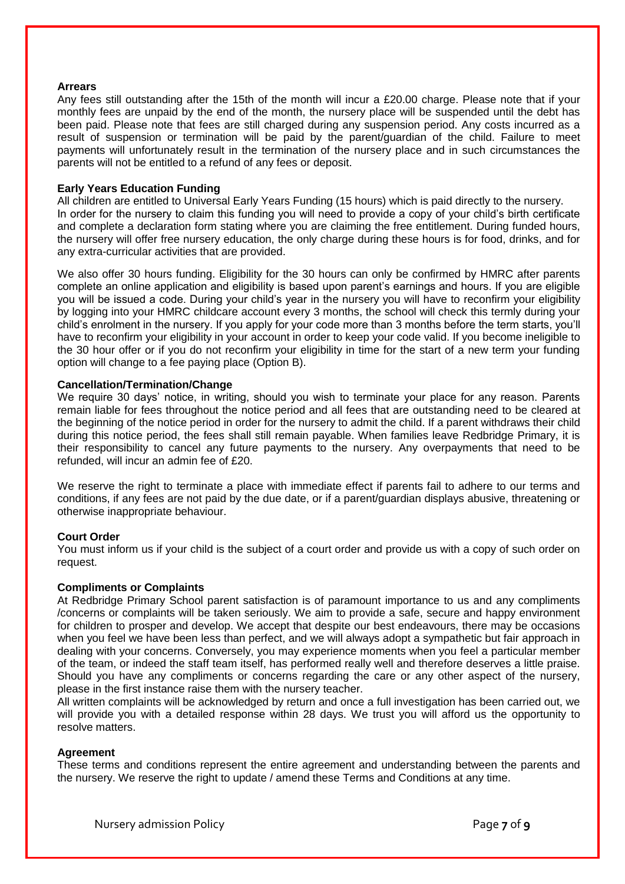### Arrears

Any fees still outstanding after the 15th of the month will incur a £20.00 charge. Please note that if your monthly fees are unpaid by the end of the month, the nursery place will be suspended until the debt has been paid. Please note that fees are still charged during any suspension period. Any costs incurred as a result of suspension or termination will be paid by the parent/guardian of the child. Failure to meet payments will unfortunately result in the termination of the nursery place and in such circumstances the parents will not be entitled to a refund of any fees or deposit.

### Early Years Education Funding

All children are entitled to Universal Early Years Funding (15 hours) which is paid directly to the nursery.
In order for the nursery to claim this funding you will need to provide a copy of your child's birth certificate and complete a declaration form stating where you are claiming the free entitlement. During funded hours, the nursery will offer free nursery education, the only charge during these hours is for food, drinks, and for any extra-curricular activities that are provided.

We also offer 30 hours funding. Eligibility for the 30 hours can only be confirmed by HMRC after parents complete an online application and eligibility is based upon parent's earnings and hours. If you are eligible you will be issued a code. During your child's year in the nursery you will have to reconfirm your eligibility by logging into your HMRC childcare account every 3 months, the school will check this termly during your child's enrolment in the nursery. If you apply for your code more than 3 months before the term starts, you'll have to reconfirm your eligibility in your account in order to keep your code valid. If you become ineligible to the 30 hour offer or if you do not reconfirm your eligibility in time for the start of a new term your funding option will change to a fee paying place (Option B).

### Cancellation/Termination/Change

We require 30 days' notice, in writing, should you wish to terminate your place for any reason. Parents remain liable for fees throughout the notice period and all fees that are outstanding need to be cleared at the beginning of the notice period in order for the nursery to admit the child. If a parent withdraws their child during this notice period, the fees shall still remain payable. When families leave Redbridge Primary, it is their responsibility to cancel any future payments to the nursery. Any overpayments that need to be refunded, will incur an admin fee of £20.

We reserve the right to terminate a place with immediate effect if parents fail to adhere to our terms and conditions, if any fees are not paid by the due date, or if a parent/guardian displays abusive, threatening or otherwise inappropriate behaviour.

### Court Order

You must inform us if your child is the subject of a court order and provide us with a copy of such order on request.

### Compliments or Complaints

At Redbridge Primary School parent satisfaction is of paramount importance to us and any compliments /concerns or complaints will be taken seriously. We aim to provide a safe, secure and happy environment for children to prosper and develop. We accept that despite our best endeavours, there may be occasions when you feel we have been less than perfect, and we will always adopt a sympathetic but fair approach in dealing with your concerns. Conversely, you may experience moments when you feel a particular member of the team, or indeed the staff team itself, has performed really well and therefore deserves a little praise. Should you have any compliments or concerns regarding the care or any other aspect of the nursery, please in the first instance raise them with the nursery teacher.
All written complaints will be acknowledged by return and once a full investigation has been carried out, we will provide you with a detailed response within 28 days. We trust you will afford us the opportunity to resolve matters.

### Agreement

These terms and conditions represent the entire agreement and understanding between the parents and the nursery. We reserve the right to update / amend these Terms and Conditions at any time.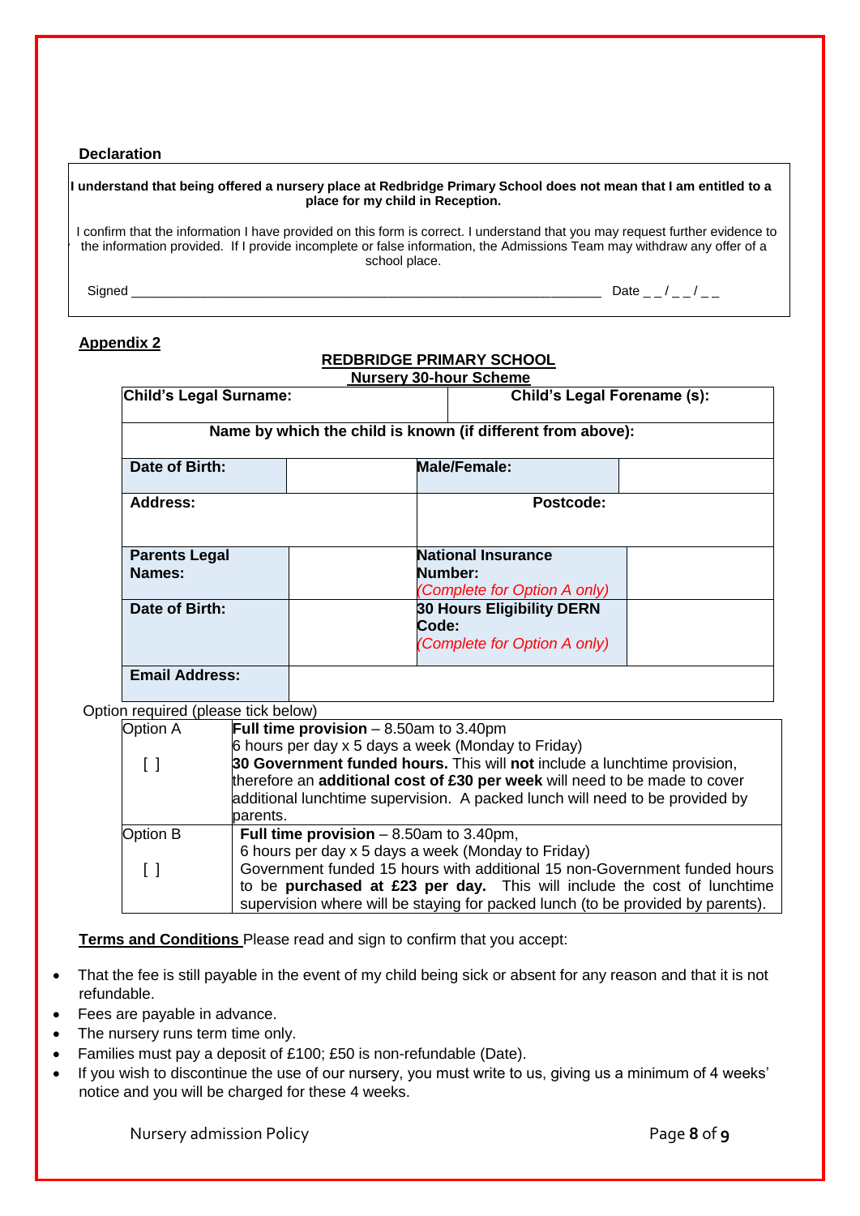**Declaration**

**I understand that being offered a nursery place at Redbridge Primary School does not mean that I am entitled to a place for my child in Reception.**

I confirm that the information I have provided on this form is correct. I understand that you may request further evidence to the information provided. If I provide incomplete or false information, the Admissions Team may withdraw any offer of a school place.

Signed ______________________________________________________________ Date _ _ / _ _ / _ _

## Appendix 2

### REDBRIDGE PRIMARY SCHOOL

### Nursery 30-hour Scheme

| **Child's Legal Surname:** | | **Child's Legal Forename (s):** | |
|---|---|---|---|
| **Name by which the child is known (if different from above):** | | | |
| **Date of Birth:** | | **Male/Female:** | |
| **Address:** | | **Postcode:** | |
| **Parents Legal Names:** | | **National Insurance Number:** *(Complete for Option A only)* | |
| **Date of Birth:** | | **30 Hours Eligibility DERN Code:** *(Complete for Option A only)* | |
| **Email Address:** | | | |

Option required (please tick below)

| | |
|---|---|
| Option A<br>[ ] | **Full time provision** – 8.50am to 3.40pm<br>6 hours per day x 5 days a week (Monday to Friday)<br>**30 Government funded hours.** This will **not** include a lunchtime provision, therefore an **additional cost of £30 per week** will need to be made to cover additional lunchtime supervision. A packed lunch will need to be provided by parents. |
| Option B<br>[ ] | **Full time provision** – 8.50am to 3.40pm,<br>6 hours per day x 5 days a week (Monday to Friday)<br>Government funded 15 hours with additional 15 non-Government funded hours to be **purchased at £23 per day.** This will include the cost of lunchtime supervision where will be staying for packed lunch (to be provided by parents). |

**Terms and Conditions** Please read and sign to confirm that you accept:

- That the fee is still payable in the event of my child being sick or absent for any reason and that it is not refundable.
- Fees are payable in advance.
- The nursery runs term time only.
- Families must pay a deposit of £100; £50 is non-refundable (Date).
- If you wish to discontinue the use of our nursery, you must write to us, giving us a minimum of 4 weeks' notice and you will be charged for these 4 weeks.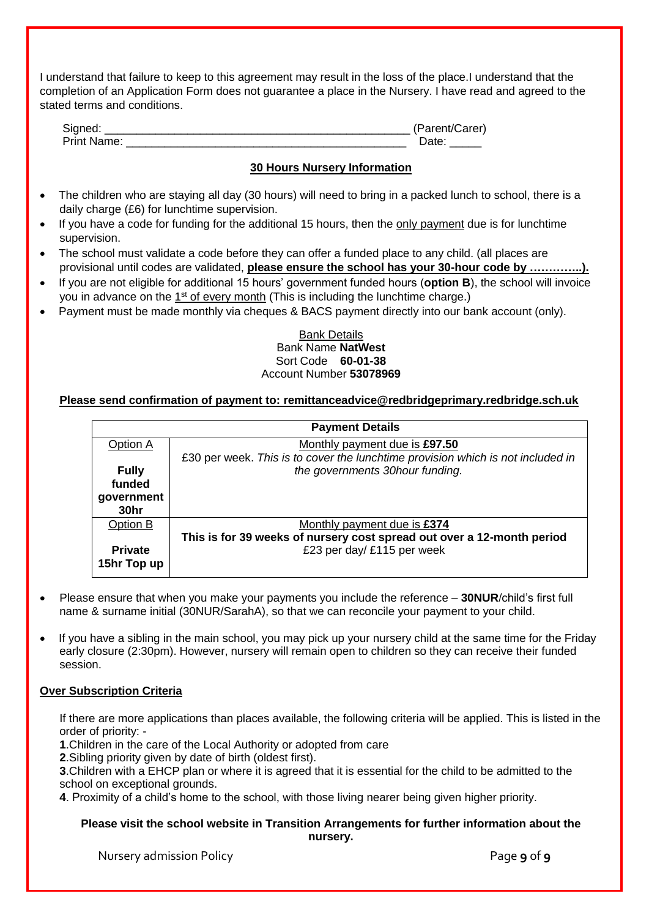I understand that failure to keep to this agreement may result in the loss of the place.I understand that the completion of an Application Form does not guarantee a place in the Nursery. I have read and agreed to the stated terms and conditions.

Signed: _______________________________________________ (Parent/Carer)
Print Name: ____________________________________________ Date: _____

**30 Hours Nursery Information**

- The children who are staying all day (30 hours) will need to bring in a packed lunch to school, there is a daily charge (£6) for lunchtime supervision.
- If you have a code for funding for the additional 15 hours, then the only payment due is for lunchtime supervision.
- The school must validate a code before they can offer a funded place to any child. (all places are provisional until codes are validated, **please ensure the school has your 30-hour code by …………..).**
- If you are not eligible for additional 15 hours' government funded hours (**option B**), the school will invoice you in advance on the 1st of every month (This is including the lunchtime charge.)
- Payment must be made monthly via cheques & BACS payment directly into our bank account (only).

Bank Details
Bank Name **NatWest**
Sort Code **60-01-38**
Account Number **53078969**

**Please send confirmation of payment to: remittanceadvice@redbridgeprimary.redbridge.sch.uk**

| Payment Details | |
|---|---|
| Option A<br><br>**Fully funded government 30hr** | Monthly payment due is **£97.50**<br>£30 per week. *This is to cover the lunchtime provision which is not included in the governments 30hour funding.* |
| Option B<br><br>**Private 15hr Top up** | Monthly payment due is **£374**<br>**This is for 39 weeks of nursery cost spread out over a 12-month period**<br>£23 per day/ £115 per week |

- Please ensure that when you make your payments you include the reference – **30NUR**/child's first full name & surname initial (30NUR/SarahA), so that we can reconcile your payment to your child.
- If you have a sibling in the main school, you may pick up your nursery child at the same time for the Friday early closure (2:30pm). However, nursery will remain open to children so they can receive their funded session.

**Over Subscription Criteria**

If there are more applications than places available, the following criteria will be applied. This is listed in the order of priority: -

**1**.Children in the care of the Local Authority or adopted from care
**2**.Sibling priority given by date of birth (oldest first).
**3**.Children with a EHCP plan or where it is agreed that it is essential for the child to be admitted to the school on exceptional grounds.
**4**. Proximity of a child's home to the school, with those living nearer being given higher priority.

**Please visit the school website in Transition Arrangements for further information about the nursery.**